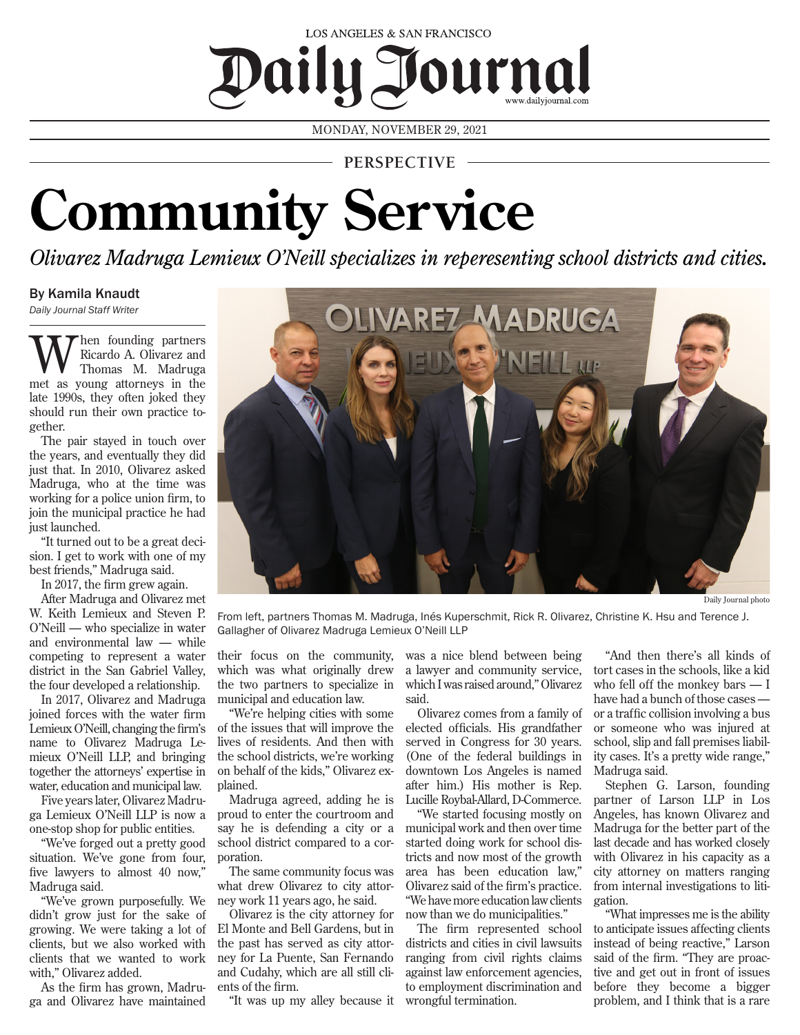LOS ANGELES & SAN FRANCISCO

# Daily Journal

www.dailyjournal.com

MONDAY, NOVEMBER 29, 2021

PERSPECTIVE

# Community Service

*Olivarez Madruga Lemieux O'Neill specializes in reperesenting school districts and cities.*

By Kamila Knaudt
*Daily Journal Staff Writer*

Daily Journal photo

From left, partners Thomas M. Madruga, Inés Kuperschmit, Rick R. Olivarez, Christine K. Hsu and Terence J. Gallagher of Olivarez Madruga Lemieux O'Neill LLP

When founding partners Ricardo A. Olivarez and Thomas M. Madruga met as young attorneys in the late 1990s, they often joked they should run their own practice together.

The pair stayed in touch over the years, and eventually they did just that. In 2010, Olivarez asked Madruga, who at the time was working for a police union firm, to join the municipal practice he had just launched.

"It turned out to be a great decision. I get to work with one of my best friends," Madruga said.

In 2017, the firm grew again.

After Madruga and Olivarez met W. Keith Lemieux and Steven P. O'Neill — who specialize in water and environmental law — while competing to represent a water district in the San Gabriel Valley, the four developed a relationship.

In 2017, Olivarez and Madruga joined forces with the water firm Lemieux O'Neill, changing the firm's name to Olivarez Madruga Lemieux O'Neill LLP, and bringing together the attorneys' expertise in water, education and municipal law.

Five years later, Olivarez Madruga Lemieux O'Neill LLP is now a one-stop shop for public entities.

"We've forged out a pretty good situation. We've gone from four, five lawyers to almost 40 now," Madruga said.

"We've grown purposefully. We didn't grow just for the sake of growing. We were taking a lot of clients, but we also worked with clients that we wanted to work with," Olivarez added.

As the firm has grown, Madruga and Olivarez have maintained their focus on the community, which was what originally drew the two partners to specialize in municipal and education law.

"We're helping cities with some of the issues that will improve the lives of residents. And then with the school districts, we're working on behalf of the kids," Olivarez explained.

Madruga agreed, adding he is proud to enter the courtroom and say he is defending a city or a school district compared to a corporation.

The same community focus was what drew Olivarez to city attorney work 11 years ago, he said.

Olivarez is the city attorney for El Monte and Bell Gardens, but in the past has served as city attorney for La Puente, San Fernando and Cudahy, which are all still clients of the firm.

"It was up my alley because it was a nice blend between being a lawyer and community service, which I was raised around," Olivarez said.

Olivarez comes from a family of elected officials. His grandfather served in Congress for 30 years. (One of the federal buildings in downtown Los Angeles is named after him.) His mother is Rep. Lucille Roybal-Allard, D-Commerce.

"We started focusing mostly on municipal work and then over time started doing work for school districts and now most of the growth area has been education law," Olivarez said of the firm's practice. "We have more education law clients now than we do municipalities."

The firm represented school districts and cities in civil lawsuits ranging from civil rights claims against law enforcement agencies, to employment discrimination and wrongful termination.

"And then there's all kinds of tort cases in the schools, like a kid who fell off the monkey bars — I have had a bunch of those cases — or a traffic collision involving a bus or someone who was injured at school, slip and fall premises liability cases. It's a pretty wide range," Madruga said.

Stephen G. Larson, founding partner of Larson LLP in Los Angeles, has known Olivarez and Madruga for the better part of the last decade and has worked closely with Olivarez in his capacity as a city attorney on matters ranging from internal investigations to litigation.

"What impresses me is the ability to anticipate issues affecting clients instead of being reactive," Larson said of the firm. "They are proactive and get out in front of issues before they become a bigger problem, and I think that is a rare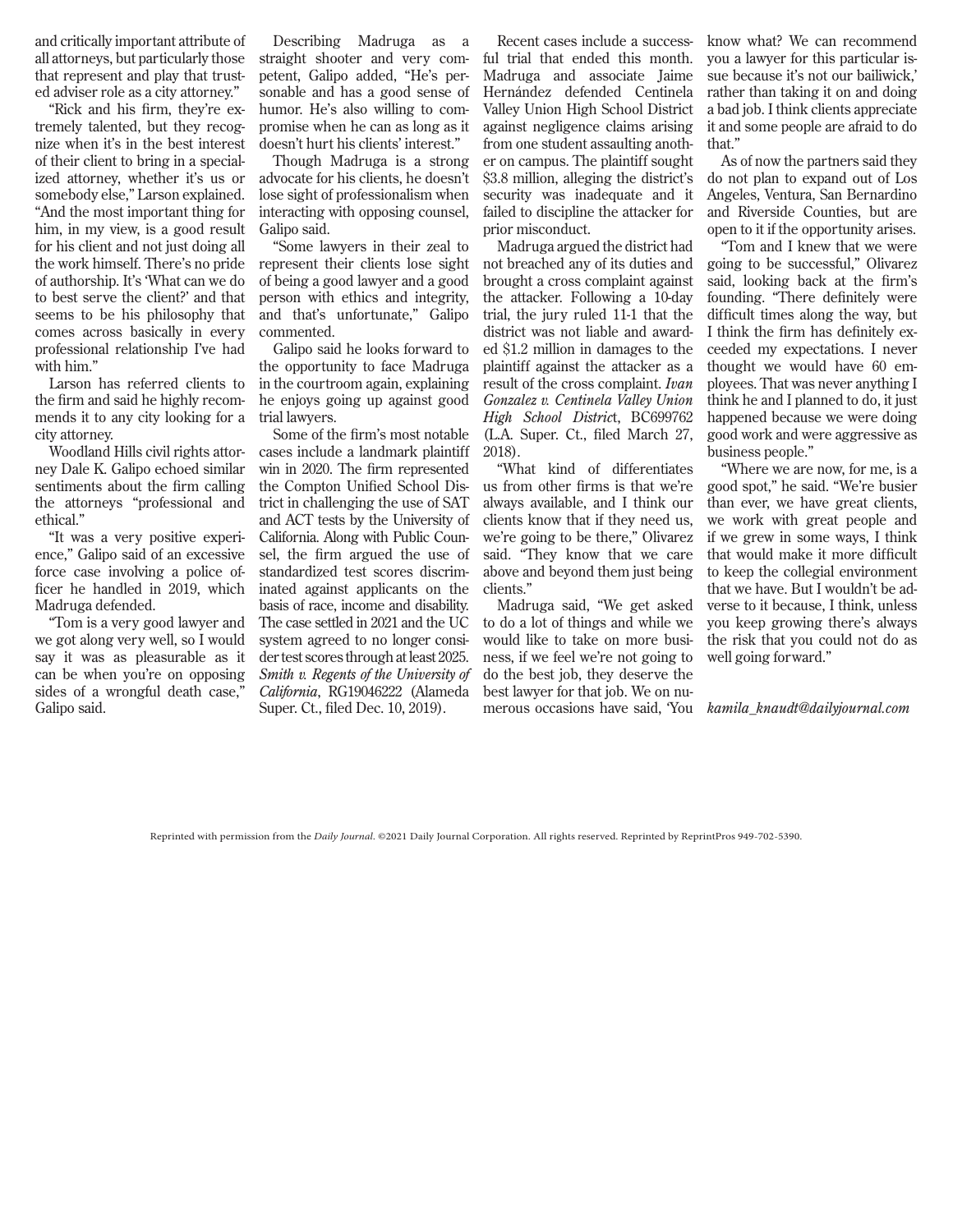and critically important attribute of all attorneys, but particularly those that represent and play that trusted adviser role as a city attorney."

"Rick and his firm, they're extremely talented, but they recognize when it's in the best interest of their client to bring in a specialized attorney, whether it's us or somebody else," Larson explained. "And the most important thing for him, in my view, is a good result for his client and not just doing all the work himself. There's no pride of authorship. It's 'What can we do to best serve the client?' and that seems to be his philosophy that comes across basically in every professional relationship I've had with him."

Larson has referred clients to the firm and said he highly recommends it to any city looking for a city attorney.

Woodland Hills civil rights attorney Dale K. Galipo echoed similar sentiments about the firm calling the attorneys "professional and ethical."

"It was a very positive experience," Galipo said of an excessive force case involving a police officer he handled in 2019, which Madruga defended.

"Tom is a very good lawyer and we got along very well, so I would say it was as pleasurable as it can be when you're on opposing sides of a wrongful death case," Galipo said.

Describing Madruga as a straight shooter and very competent, Galipo added, "He's personable and has a good sense of humor. He's also willing to compromise when he can as long as it doesn't hurt his clients' interest."

Though Madruga is a strong advocate for his clients, he doesn't lose sight of professionalism when interacting with opposing counsel, Galipo said.

"Some lawyers in their zeal to represent their clients lose sight of being a good lawyer and a good person with ethics and integrity, and that's unfortunate," Galipo commented.

Galipo said he looks forward to the opportunity to face Madruga in the courtroom again, explaining he enjoys going up against good trial lawyers.

Some of the firm's most notable cases include a landmark plaintiff win in 2020. The firm represented the Compton Unified School District in challenging the use of SAT and ACT tests by the University of California. Along with Public Counsel, the firm argued the use of standardized test scores discriminated against applicants on the basis of race, income and disability. The case settled in 2021 and the UC system agreed to no longer consider test scores through at least 2025. *Smith v. Regents of the University of California*, RG19046222 (Alameda Super. Ct., filed Dec. 10, 2019).

Recent cases include a successful trial that ended this month. Madruga and associate Jaime Hernández defended Centinela Valley Union High School District against negligence claims arising from one student assaulting another on campus. The plaintiff sought $3.8 million, alleging the district's security was inadequate and it failed to discipline the attacker for prior misconduct.

Madruga argued the district had not breached any of its duties and brought a cross complaint against the attacker. Following a 10-day trial, the jury ruled 11-1 that the district was not liable and awarded $1.2 million in damages to the plaintiff against the attacker as a result of the cross complaint. *Ivan Gonzalez v. Centinela Valley Union High School District*, BC699762 (L.A. Super. Ct., filed March 27, 2018).

"What kind of differentiates us from other firms is that we're always available, and I think our clients know that if they need us, we're going to be there," Olivarez said. "They know that we care above and beyond them just being clients."

Madruga said, "We get asked to do a lot of things and while we would like to take on more business, if we feel we're not going to do the best job, they deserve the best lawyer for that job. We on numerous occasions have said, 'You know what? We can recommend you a lawyer for this particular issue because it's not our bailiwick,' rather than taking it on and doing a bad job. I think clients appreciate it and some people are afraid to do that."

As of now the partners said they do not plan to expand out of Los Angeles, Ventura, San Bernardino and Riverside Counties, but are open to it if the opportunity arises.

"Tom and I knew that we were going to be successful," Olivarez said, looking back at the firm's founding. "There definitely were difficult times along the way, but I think the firm has definitely exceeded my expectations. I never thought we would have 60 employees. That was never anything I think he and I planned to do, it just happened because we were doing good work and were aggressive as business people."

"Where we are now, for me, is a good spot," he said. "We're busier than ever, we have great clients, we work with great people and if we grew in some ways, I think that would make it more difficult to keep the collegial environment that we have. But I wouldn't be adverse to it because, I think, unless you keep growing there's always the risk that you could not do as well going forward."

*kamila_knaudt@dailyjournal.com*

Reprinted with permission from the *Daily Journal*. ©2021 Daily Journal Corporation. All rights reserved. Reprinted by ReprintPros 949-702-5390.